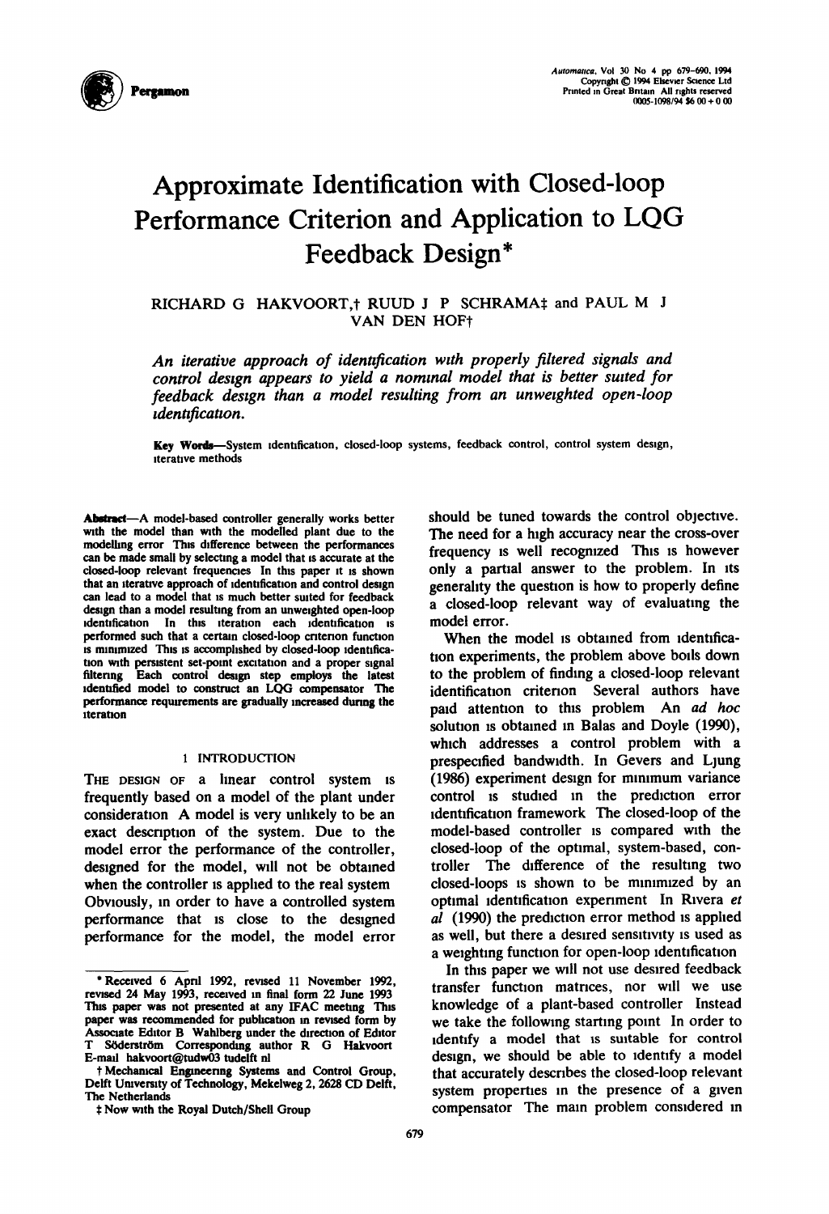# Approximate Identification with Closed-loop Performance Criterion and Application to LQG Feedback Design*

RICHARD G HAKVOORT,† RUUD J P SCHRAMA‡ and PAUL M J VAN DEN HOF†

*An iterative approach of identification with properly filtered signals and control design appears to yield a nominal model that is better suited for feedback design than a model resulting from an unweighted open-loop identification.*

**Key Words**—System identification, closed-loop systems, feedback control, control system design, iterative methods

**Abstract**—A model-based controller generally works better with the model than with the modelled plant due to the modelling error This difference between the performances can be made small by selecting a model that is accurate at the closed-loop relevant frequencies In this paper it is shown that an iterative approach of identification and control design can lead to a model that is much better suited for feedback design than a model resulting from an unweighted open-loop identification In this iteration each identification is performed such that a certain closed-loop criterion function is minimized This is accomplished by closed-loop identification with persistent set-point excitation and a proper signal filtering Each control design step employs the latest identified model to construct an LQG compensator The performance requirements are gradually increased during the iteration

## 1 INTRODUCTION

THE DESIGN OF a linear control system is frequently based on a model of the plant under consideration A model is very unlikely to be an exact description of the system. Due to the model error the performance of the controller, designed for the model, will not be obtained when the controller is applied to the real system Obviously, in order to have a controlled system performance that is close to the designed performance for the model, the model error should be tuned towards the control objective. The need for a high accuracy near the cross-over frequency is well recognized This is however only a partial answer to the problem. In its generality the question is how to properly define a closed-loop relevant way of evaluating the model error.

When the model is obtained from identification experiments, the problem above boils down to the problem of finding a closed-loop relevant identification criterion Several authors have paid attention to this problem An *ad hoc* solution is obtained in Balas and Doyle (1990), which addresses a control problem with a prespecified bandwidth. In Gevers and Ljung (1986) experiment design for minimum variance control is studied in the prediction error identification framework The closed-loop of the model-based controller is compared with the closed-loop of the optimal, system-based, controller The difference of the resulting two closed-loops is shown to be minimized by an optimal identification experiment In Rivera *et al* (1990) the prediction error method is applied as well, but there a desired sensitivity is used as a weighting function for open-loop identification

In this paper we will not use desired feedback transfer function matrices, nor will we use knowledge of a plant-based controller Instead we take the following starting point In order to identify a model that is suitable for control design, we should be able to identify a model that accurately describes the closed-loop relevant system properties in the presence of a given compensator The main problem considered in

* Received 6 April 1992, revised 11 November 1992, revised 24 May 1993, received in final form 22 June 1993 This paper was not presented at any IFAC meeting This paper was recommended for publication in revised form by Associate Editor B Wahlberg under the direction of Editor T Söderström Corresponding author R G Hakvoort E-mail hakvoort@tudw03 tudelft nl

† Mechanical Engineering Systems and Control Group, Delft University of Technology, Mekelweg 2, 2628 CD Delft, The Netherlands

‡ Now with the Royal Dutch/Shell Group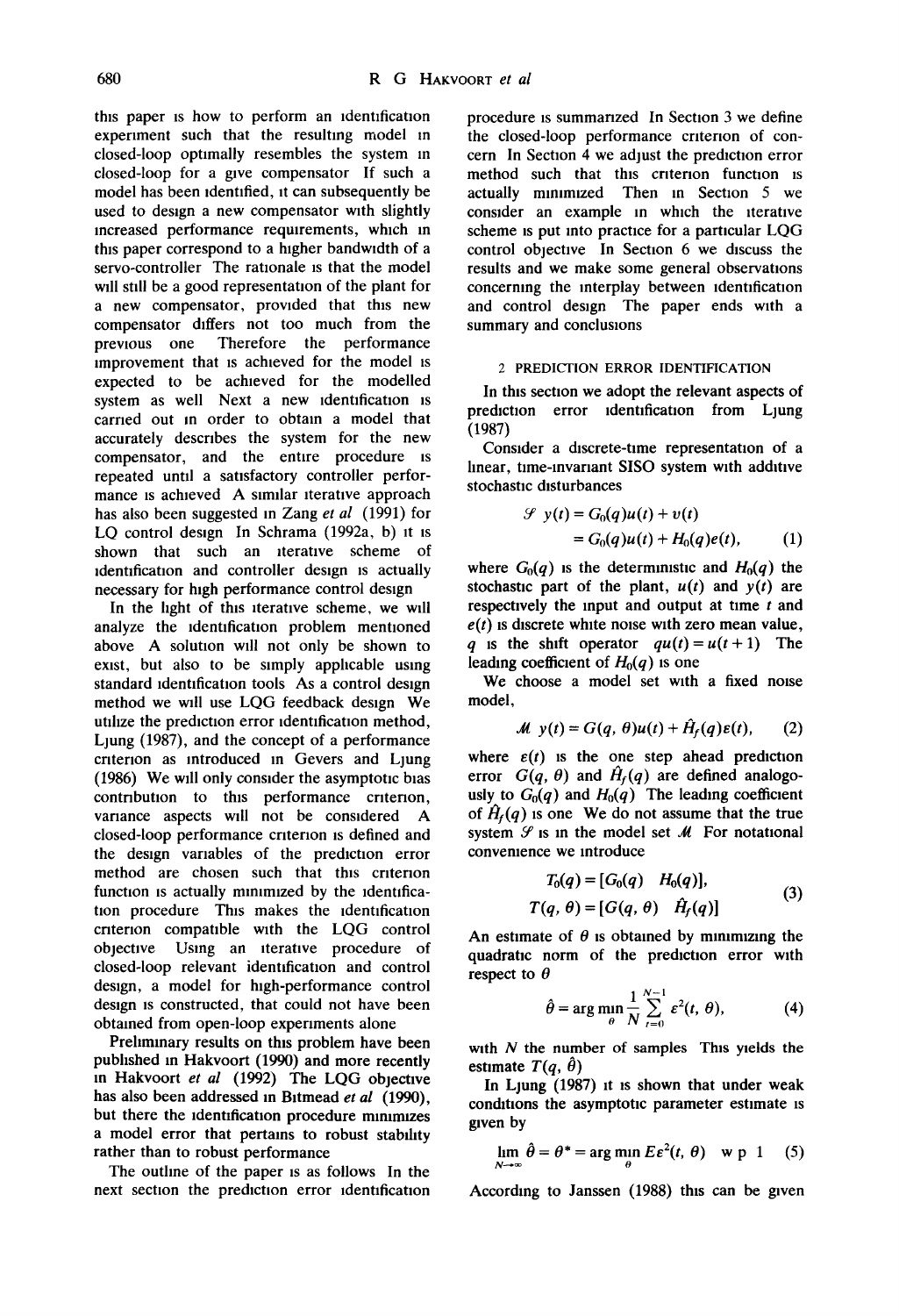this paper is how to perform an identification experiment such that the resulting model in closed-loop optimally resembles the system in closed-loop for a give compensator If such a model has been identified, it can subsequently be used to design a new compensator with slightly increased performance requirements, which in this paper correspond to a higher bandwidth of a servo-controller The rationale is that the model will still be a good representation of the plant for a new compensator, provided that this new compensator differs not too much from the previous one Therefore the performance improvement that is achieved for the model is expected to be achieved for the modelled system as well Next a new identification is carried out in order to obtain a model that accurately describes the system for the new compensator, and the entire procedure is repeated until a satisfactory controller performance is achieved A similar iterative approach has also been suggested in Zang *et al* (1991) for LQ control design In Schrama (1992a, b) it is shown that such an iterative scheme of identification and controller design is actually necessary for high performance control design

In the light of this iterative scheme, we will analyze the identification problem mentioned above A solution will not only be shown to exist, but also to be simply applicable using standard identification tools As a control design method we will use LQG feedback design We utilize the prediction error identification method, Ljung (1987), and the concept of a performance criterion as introduced in Gevers and Ljung (1986) We will only consider the asymptotic bias contribution to this performance criterion, variance aspects will not be considered A closed-loop performance criterion is defined and the design variables of the prediction error method are chosen such that this criterion function is actually minimized by the identification procedure This makes the identification criterion compatible with the LQG control objective Using an iterative procedure of closed-loop relevant identification and control design, a model for high-performance control design is constructed, that could not have been obtained from open-loop experiments alone

Preliminary results on this problem have been published in Hakvoort (1990) and more recently in Hakvoort *et al* (1992) The LQG objective has also been addressed in Bitmead *et al* (1990), but there the identification procedure minimizes a model error that pertains to robust stability rather than to robust performance

The outline of the paper is as follows In the next section the prediction error identification procedure is summarized In Section 3 we define the closed-loop performance criterion of concern In Section 4 we adjust the prediction error method such that this criterion function is actually minimized Then in Section 5 we consider an example in which the iterative scheme is put into practice for a particular LQG control objective In Section 6 we discuss the results and we make some general observations concerning the interplay between identification and control design The paper ends with a summary and conclusions

## 2 PREDICTION ERROR IDENTIFICATION

In this section we adopt the relevant aspects of prediction error identification from Ljung (1987)

Consider a discrete-time representation of a linear, time-invariant SISO system with additive stochastic disturbances

$$\mathcal{S}\ \ y(t) = G_0(q)u(t) + v(t) = G_0(q)u(t) + H_0(q)e(t), \tag{1}$$

where $G_0(q)$ is the deterministic and $H_0(q)$ the stochastic part of the plant, $u(t)$ and $y(t)$ are respectively the input and output at time $t$ and $e(t)$ is discrete white noise with zero mean value, $q$ is the shift operator $qu(t) = u(t+1)$ The leading coefficient of $H_0(q)$ is one

We choose a model set with a fixed noise model,

$$\mathcal{M}\ \ y(t) = G(q, \theta)u(t) + \hat{H}_f(q)\varepsilon(t), \tag{2}$$

where $\varepsilon(t)$ is the one step ahead prediction error $G(q, \theta)$ and $\hat{H}_f(q)$ are defined analogously to $G_0(q)$ and $H_0(q)$ The leading coefficient of $\hat{H}_f(q)$ is one We do not assume that the true system $\mathcal{S}$ is in the model set $\mathcal{M}$ For notational convenience we introduce

$$T_0(q) = [G_0(q)\ \ H_0(q)], \quad T(q, \theta) = [G(q, \theta)\ \ \hat{H}_f(q)] \tag{3}$$

An estimate of $\theta$ is obtained by minimizing the quadratic norm of the prediction error with respect to $\theta$

$$\hat{\theta} = \arg\min_{\theta} \frac{1}{N}\sum_{t=0}^{N-1} \varepsilon^2(t, \theta), \tag{4}$$

with $N$ the number of samples This yields the estimate $T(q, \hat{\theta})$

In Ljung (1987) it is shown that under weak conditions the asymptotic parameter estimate is given by

$$\lim_{N\to\infty} \hat{\theta} = \theta^* = \arg\min_{\theta} E\varepsilon^2(t, \theta) \quad \text{w p 1} \tag{5}$$

According to Janssen (1988) this can be given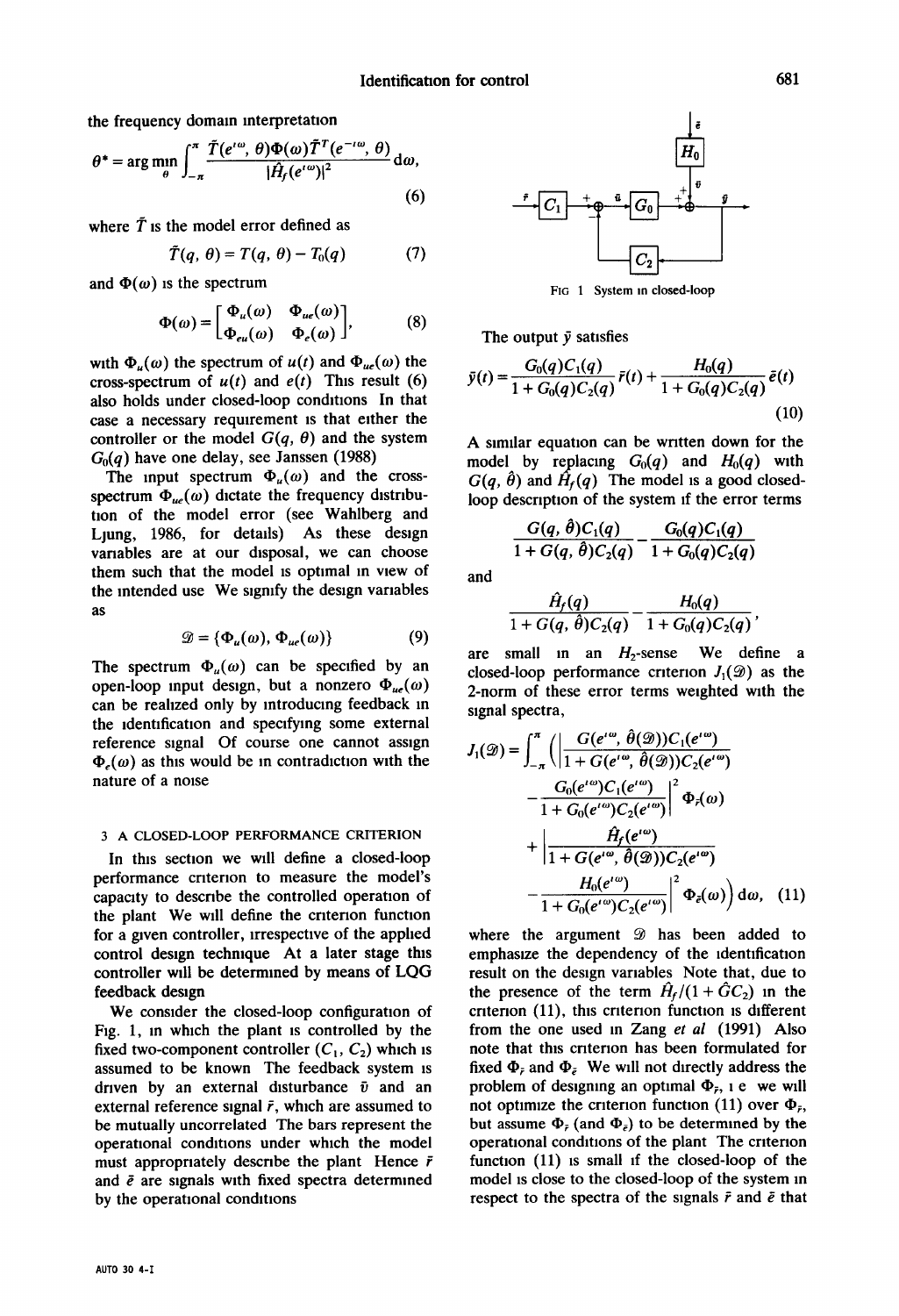the frequency domain interpretation

$$\theta^* = \arg\min_{\theta} \int_{-\pi}^{\pi} \frac{\tilde{T}(e^{i\omega}, \theta)\Phi(\omega)\tilde{T}^T(e^{-i\omega}, \theta)}{|\hat{H}_f(e^{i\omega})|^2} \, d\omega, \tag{6}$$

where $\tilde{T}$ is the model error defined as

$$\tilde{T}(q, \theta) = T(q, \theta) - T_0(q) \tag{7}$$

and $\Phi(\omega)$ is the spectrum

$$\Phi(\omega) = \begin{bmatrix} \Phi_u(\omega) & \Phi_{ue}(\omega) \\ \Phi_{eu}(\omega) & \Phi_e(\omega) \end{bmatrix}, \tag{8}$$

with $\Phi_u(\omega)$ the spectrum of $u(t)$ and $\Phi_{ue}(\omega)$ the cross-spectrum of $u(t)$ and $e(t)$ This result (6) also holds under closed-loop conditions In that case a necessary requirement is that either the controller or the model $G(q, \theta)$ and the system $G_0(q)$ have one delay, see Janssen (1988)

The input spectrum $\Phi_u(\omega)$ and the cross-spectrum $\Phi_{ue}(\omega)$ dictate the frequency distribution of the model error (see Wahlberg and Ljung, 1986, for details) As these design variables are at our disposal, we can choose them such that the model is optimal in view of the intended use We signify the design variables as

$$\mathscr{D} = \{\Phi_u(\omega), \Phi_{ue}(\omega)\} \tag{9}$$

The spectrum $\Phi_u(\omega)$ can be specified by an open-loop input design, but a nonzero $\Phi_{ue}(\omega)$ can be realized only by introducing feedback in the identification and specifying some external reference signal Of course one cannot assign $\Phi_e(\omega)$ as this would be in contradiction with the nature of a noise

## 3 A CLOSED-LOOP PERFORMANCE CRITERION

In this section we will define a closed-loop performance criterion to measure the model's capacity to describe the controlled operation of the plant We will define the criterion function for a given controller, irrespective of the applied control design technique At a later stage this controller will be determined by means of LQG feedback design

We consider the closed-loop configuration of Fig. 1, in which the plant is controlled by the fixed two-component controller ($C_1$, $C_2$) which is assumed to be known The feedback system is driven by an external disturbance $\bar{v}$ and an external reference signal $\bar{r}$, which are assumed to be mutually uncorrelated The bars represent the operational conditions under which the model must appropriately describe the plant Hence $\bar{r}$ and $\bar{e}$ are signals with fixed spectra determined by the operational conditions

FIG 1 System in closed-loop

The output $\bar{y}$ satisfies

$$\bar{y}(t) = \frac{G_0(q)C_1(q)}{1 + G_0(q)C_2(q)}\bar{r}(t) + \frac{H_0(q)}{1 + G_0(q)C_2(q)}\bar{e}(t) \tag{10}$$

A similar equation can be written down for the model by replacing $G_0(q)$ and $H_0(q)$ with $G(q, \hat{\theta})$ and $\hat{H}_f(q)$ The model is a good closed-loop description of the system if the error terms

$$\frac{G(q, \hat{\theta})C_1(q)}{1 + G(q, \hat{\theta})C_2(q)} - \frac{G_0(q)C_1(q)}{1 + G_0(q)C_2(q)}$$

and

$$\frac{\hat{H}_f(q)}{1 + G(q, \hat{\theta})C_2(q)} - \frac{H_0(q)}{1 + G_0(q)C_2(q)},$$

are small in an $H_2$-sense We define a closed-loop performance criterion $J_1(\mathscr{D})$ as the 2-norm of these error terms weighted with the signal spectra,

$$\begin{aligned} J_1(\mathscr{D}) = \int_{-\pi}^{\pi} \Bigg( &\left| \frac{G(e^{i\omega}, \hat{\theta}(\mathscr{D}))C_1(e^{i\omega})}{1 + G(e^{i\omega}, \hat{\theta}(\mathscr{D}))C_2(e^{i\omega})} - \frac{G_0(e^{i\omega})C_1(e^{i\omega})}{1 + G_0(e^{i\omega})C_2(e^{i\omega})} \right|^2 \Phi_{\bar{r}}(\omega) \\ &+ \left| \frac{\hat{H}_f(e^{i\omega})}{1 + G(e^{i\omega}, \hat{\theta}(\mathscr{D}))C_2(e^{i\omega})} - \frac{H_0(e^{i\omega})}{1 + G_0(e^{i\omega})C_2(e^{i\omega})} \right|^2 \Phi_{\bar{e}}(\omega) \Bigg) d\omega, \end{aligned} \tag{11}$$

where the argument $\mathscr{D}$ has been added to emphasize the dependency of the identification result on the design variables Note that, due to the presence of the term $\hat{H}_f/(1 + \hat{G}C_2)$ in the criterion (11), this criterion function is different from the one used in Zang *et al* (1991) Also note that this criterion has been formulated for fixed $\Phi_{\bar{r}}$ and $\Phi_{\bar{e}}$ We will not directly address the problem of designing an optimal $\Phi_{\bar{r}}$, i e we will not optimize the criterion function (11) over $\Phi_{\bar{r}}$, but assume $\Phi_{\bar{r}}$ (and $\Phi_{\bar{e}}$) to be determined by the operational conditions of the plant The criterion function (11) is small if the closed-loop of the model is close to the closed-loop of the system in respect to the spectra of the signals $\bar{r}$ and $\bar{e}$ that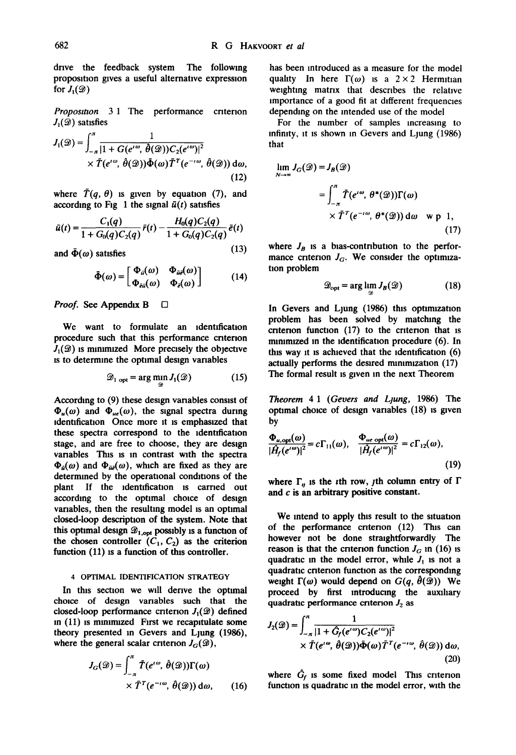drive the feedback system The following proposition gives a useful alternative expression for $J_1(\mathcal{D})$

*Proposition* 3 1 The performance criterion $J_1(\mathcal{D})$ satisfies

$$J_1(\mathcal{D}) = \int_{-\pi}^{\pi} \frac{1}{|1 + G(e^{i\omega}, \hat{\theta}(\mathcal{D}))C_2(e^{i\omega})|^2} \times \bar{T}(e^{i\omega}, \hat{\theta}(\mathcal{D}))\bar{\Phi}(\omega)\bar{T}^T(e^{-i\omega}, \hat{\theta}(\mathcal{D}))\, d\omega, \tag{12}$$

where $\bar{T}(q, \theta)$ is given by equation (7), and according to Fig 1 the signal $\bar{u}(t)$ satisfies

$$\bar{u}(t) = \frac{C_1(q)}{1 + G_0(q)C_2(q)}\bar{r}(t) - \frac{H_0(q)C_2(q)}{1 + G_0(q)C_2(q)}\bar{e}(t) \tag{13}$$

and $\bar{\Phi}(\omega)$ satisfies

$$\bar{\Phi}(\omega) = \begin{bmatrix} \Phi_{\bar{u}}(\omega) & \Phi_{\bar{u}\bar{e}}(\omega) \\ \Phi_{\bar{e}\bar{u}}(\omega) & \Phi_{\bar{e}}(\omega) \end{bmatrix} \tag{14}$$

*Proof.* See Appendix B □

We want to formulate an identification procedure such that this performance criterion $J_1(\mathcal{D})$ is minimized More precisely the objective is to determine the optimal design variables

$$\mathcal{D}_{1\ \mathrm{opt}} = \arg\min_{\mathcal{D}} J_1(\mathcal{D}) \tag{15}$$

According to (9) these design variables consist of $\Phi_u(\omega)$ and $\Phi_{ue}(\omega)$, the signal spectra during identification Once more it is emphasized that these spectra correspond to the identification stage, and are free to choose, they are design variables This is in contrast with the spectra $\Phi_{\bar{u}}(\omega)$ and $\Phi_{\bar{u}\bar{e}}(\omega)$, which are fixed as they are determined by the operational conditions of the plant If the identification is carried out according to the optimal choice of design variables, then the resulting model is an optimal closed-loop description of the system. Note that this optimal design $\mathcal{D}_{1,\mathrm{opt}}$ possibly is a function of the chosen controller $(C_1, C_2)$ as the criterion function (11) is a function of this controller.

## 4 OPTIMAL IDENTIFICATION STRATEGY

In this section we will derive the optimal choice of design variables such that the closed-loop performance criterion $J_1(\mathcal{D})$ defined in (11) is minimized First we recapitulate some theory presented in Gevers and Ljung (1986), where the general scalar criterion $J_G(\mathcal{D})$,

$$J_G(\mathcal{D}) = \int_{-\pi}^{\pi} \tilde{T}(e^{i\omega}, \hat{\theta}(\mathcal{D}))\Gamma(\omega) \times \tilde{T}^T(e^{-i\omega}, \hat{\theta}(\mathcal{D}))\, d\omega, \tag{16}$$

has been introduced as a measure for the model quality In here $\Gamma(\omega)$ is a $2 \times 2$ Hermitian weighting matrix that describes the relative importance of a good fit at different frequencies depending on the intended use of the model

For the number of samples increasing to infinity, it is shown in Gevers and Ljung (1986) that

$$\lim_{N\to\infty} J_G(\mathcal{D}) = J_B(\mathcal{D}) = \int_{-\pi}^{\pi} \tilde{T}(e^{i\omega}, \theta^*(\mathcal{D}))\Gamma(\omega) \times \tilde{T}^T(e^{-i\omega}, \theta^*(\mathcal{D}))\, d\omega \quad \text{w p 1}, \tag{17}$$

where $J_B$ is a bias-contribution to the performance criterion $J_G$. We consider the optimization problem

$$\mathcal{D}_{\mathrm{opt}} = \arg\lim_{\mathcal{D}} J_B(\mathcal{D}) \tag{18}$$

In Gevers and Ljung (1986) this optimization problem has been solved by matching the criterion function (17) to the criterion that is minimized in the identification procedure (6). In this way it is achieved that the identification (6) actually performs the desired minimization (17) The formal result is given in the next Theorem

*Theorem* 4 1 (*Gevers and Ljung*, 1986) The optimal choice of design variables (18) is given by

$$\frac{\Phi_{u,\mathrm{opt}}(\omega)}{|\hat{H}_f(e^{i\omega})|^2} = c\Gamma_{11}(\omega), \quad \frac{\Phi_{ue\ \mathrm{opt}}(\omega)}{|\hat{H}_f(e^{i\omega})|^2} = c\Gamma_{12}(\omega), \tag{19}$$

where $\Gamma_{ij}$ is the $i$th row, $j$th column entry of $\Gamma$ and $c$ is an arbitrary positive constant.

We intend to apply this result to the situation of the performance criterion (12) This can however not be done straightforwardly The reason is that the criterion function $J_G$ in (16) is quadratic in the model error, while $J_1$ is not a quadratic criterion function as the corresponding weight $\Gamma(\omega)$ would depend on $G(q, \hat{\theta}(\mathcal{D}))$ We proceed by first introducing the auxiliary quadratic performance criterion $J_2$ as

$$J_2(\mathcal{D}) = \int_{-\pi}^{\pi} \frac{1}{|1 + \hat{G}_f(e^{i\omega})C_2(e^{i\omega})|^2} \times \bar{T}(e^{i\omega}, \hat{\theta}(\mathcal{D}))\bar{\Phi}(\omega)\bar{T}^T(e^{-i\omega}, \hat{\theta}(\mathcal{D}))\, d\omega, \tag{20}$$

where $\hat{G}_f$ is some fixed model This criterion function is quadratic in the model error, with the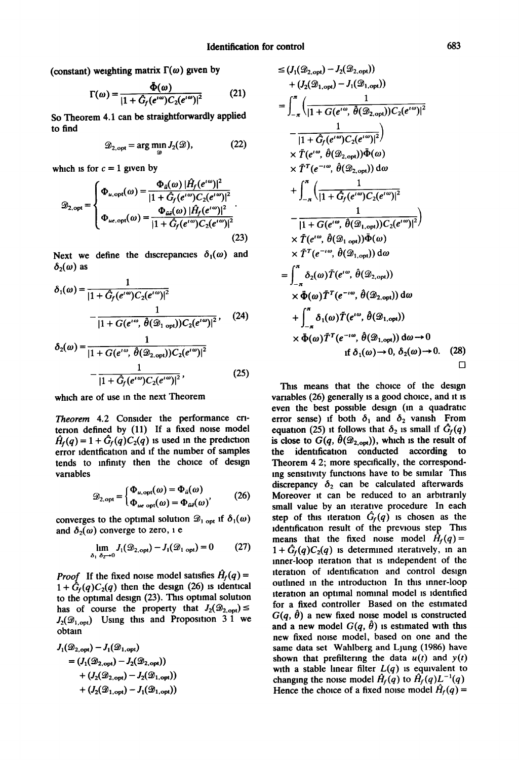(constant) weighting matrix $\Gamma(\omega)$ given by

$$\Gamma(\omega) = \frac{\bar{\Phi}(\omega)}{|1 + \hat{G}_f(e^{i\omega})C_2(e^{i\omega})|^2} \tag{21}$$

So Theorem 4.1 can be straightforwardly applied to find

$$\mathcal{D}_{2,\text{opt}} = \arg\min_{\mathcal{D}} J_2(\mathcal{D}), \tag{22}$$

which is for $c = 1$ given by

$$\mathcal{D}_{2,\text{opt}} = \begin{cases} \Phi_{u,\text{opt}}(\omega) = \dfrac{\Phi_{\bar{u}}(\omega)\,|\hat{H}_f(e^{i\omega})|^2}{|1 + \hat{G}_f(e^{i\omega})C_2(e^{i\omega})|^2} \\ \Phi_{ue,\text{opt}}(\omega) = \dfrac{\Phi_{\bar{u}\bar{e}}(\omega)\,|\hat{H}_f(e^{i\omega})|^2}{|1 + \hat{G}_f(e^{i\omega})C_2(e^{i\omega})|^2} \end{cases}. \tag{23}$$

Next we define the discrepancies $\delta_1(\omega)$ and $\delta_2(\omega)$ as

$$\delta_1(\omega) = \frac{1}{|1 + \hat{G}_f(e^{i\omega})C_2(e^{i\omega})|^2} - \frac{1}{|1 + G(e^{i\omega}, \hat{\theta}(\mathcal{D}_{1,\text{opt}}))C_2(e^{i\omega})|^2}, \tag{24}$$

$$\delta_2(\omega) = \frac{1}{|1 + G(e^{i\omega}, \hat{\theta}(\mathcal{D}_{2,\text{opt}}))C_2(e^{i\omega})|^2} - \frac{1}{|1 + \hat{G}_f(e^{i\omega})C_2(e^{i\omega})|^2}, \tag{25}$$

which are of use in the next Theorem

*Theorem* 4.2 Consider the performance criterion defined by (11) If a fixed noise model $\hat{H}_f(q) = 1 + \hat{G}_f(q)C_2(q)$ is used in the prediction error identification and if the number of samples tends to infinity then the choice of design variables

$$\mathcal{D}_{2,\text{opt}} = \begin{cases} \Phi_{u,\text{opt}}(\omega) = \Phi_{\bar{u}}(\omega) \\ \Phi_{ue\,\text{opt}}(\omega) = \Phi_{\bar{u}\bar{e}}(\omega) \end{cases}, \tag{26}$$

converges to the optimal solution $\mathcal{D}_{1\,\text{opt}}$ if $\delta_1(\omega)$ and $\delta_2(\omega)$ converge to zero, i e

$$\lim_{\delta_1\,\delta_2 \to 0} J_1(\mathcal{D}_{2,\text{opt}}) - J_1(\mathcal{D}_{1\,\text{opt}}) = 0 \tag{27}$$

*Proof* If the fixed noise model satisfies $\hat{H}_f(q) = 1 + \hat{G}_f(q)C_2(q)$ then the design (26) is identical to the optimal design (23). This optimal solution has of course the property that $J_2(\mathcal{D}_{2,\text{opt}}) \le J_2(\mathcal{D}_{1,\text{opt}})$ Using this and Proposition 3 1 we obtain

$$\begin{aligned}
J_1(\mathcal{D}_{2,\text{opt}}) - J_1(\mathcal{D}_{1,\text{opt}}) &= (J_1(\mathcal{D}_{2,\text{opt}}) - J_2(\mathcal{D}_{2,\text{opt}})) \\
&\quad + (J_2(\mathcal{D}_{2,\text{opt}}) - J_2(\mathcal{D}_{1,\text{opt}})) \\
&\quad + (J_2(\mathcal{D}_{1,\text{opt}}) - J_1(\mathcal{D}_{1,\text{opt}})) \\
&\le (J_1(\mathcal{D}_{2,\text{opt}}) - J_2(\mathcal{D}_{2,\text{opt}})) \\
&\quad + (J_2(\mathcal{D}_{1,\text{opt}}) - J_1(\mathcal{D}_{1,\text{opt}})) \\
&= \int_{-\pi}^{\pi} \left( \frac{1}{|1 + G(e^{i\omega}, \hat{\theta}(\mathcal{D}_{2,\text{opt}}))C_2(e^{i\omega})|^2} - \frac{1}{|1 + \hat{G}_f(e^{i\omega})C_2(e^{i\omega})|^2} \right) \\
&\quad \times \tilde{T}(e^{i\omega}, \hat{\theta}(\mathcal{D}_{2,\text{opt}}))\bar{\Phi}(\omega) \times \tilde{T}^T(e^{-i\omega}, \hat{\theta}(\mathcal{D}_{2,\text{opt}}))\,\mathrm{d}\omega \\
&\quad + \int_{-\pi}^{\pi} \left( \frac{1}{|1 + \hat{G}_f(e^{i\omega})C_2(e^{i\omega})|^2} - \frac{1}{|1 + G(e^{i\omega}, \hat{\theta}(\mathcal{D}_{1,\text{opt}}))C_2(e^{i\omega})|^2} \right) \\
&\quad \times \tilde{T}(e^{i\omega}, \hat{\theta}(\mathcal{D}_{1\,\text{opt}}))\bar{\Phi}(\omega) \times \tilde{T}^T(e^{-i\omega}, \hat{\theta}(\mathcal{D}_{1,\text{opt}}))\,\mathrm{d}\omega \\
&= \int_{-\pi}^{\pi} \delta_2(\omega)\tilde{T}(e^{i\omega}, \hat{\theta}(\mathcal{D}_{2,\text{opt}})) \times \bar{\Phi}(\omega)\tilde{T}^T(e^{-i\omega}, \hat{\theta}(\mathcal{D}_{2,\text{opt}}))\,\mathrm{d}\omega \\
&\quad + \int_{-\pi}^{\pi} \delta_1(\omega)\tilde{T}(e^{i\omega}, \hat{\theta}(\mathcal{D}_{1,\text{opt}})) \times \bar{\Phi}(\omega)\tilde{T}^T(e^{-i\omega}, \hat{\theta}(\mathcal{D}_{1,\text{opt}}))\,\mathrm{d}\omega \to 0 \\
&\qquad \text{if } \delta_1(\omega) \to 0,\ \delta_2(\omega) \to 0.
\end{aligned} \tag{28}$$

□

This means that the choice of the design variables (26) generally is a good choice, and it is even the best possible design (in a quadratic error sense) if both $\delta_1$ and $\delta_2$ vanish From equation (25) it follows that $\delta_2$ is small if $\hat{G}_f(q)$ is close to $G(q, \hat{\theta}(\mathcal{D}_{2,\text{opt}}))$, which is the result of the identification conducted according to Theorem 4 2; more specifically, the corresponding sensitivity functions have to be similar This discrepancy $\delta_2$ can be calculated afterwards Moreover it can be reduced to an arbitrarily small value by an iterative procedure In each step of this iteration $\hat{G}_f(q)$ is chosen as the identification result of the previous step This means that the fixed noise model $\hat{H}_f(q) = 1 + \hat{G}_f(q)C_2(q)$ is determined iteratively, in an inner-loop iteration that is independent of the iteration of identification and control design outlined in the introduction In this inner-loop iteration an optimal nominal model is identified for a fixed controller Based on the estimated $G(q, \hat{\theta})$ a new fixed noise model is constructed and a new model $G(q, \hat{\theta})$ is estimated with this new fixed noise model, based on one and the same data set Wahlberg and Ljung (1986) have shown that prefiltering the data $u(t)$ and $y(t)$ with a stable linear filter $L(q)$ is equivalent to changing the noise model $\hat{H}_f(q)$ to $\hat{H}_f(q)L^{-1}(q)$ Hence the choice of a fixed noise model $\hat{H}_f(q) =$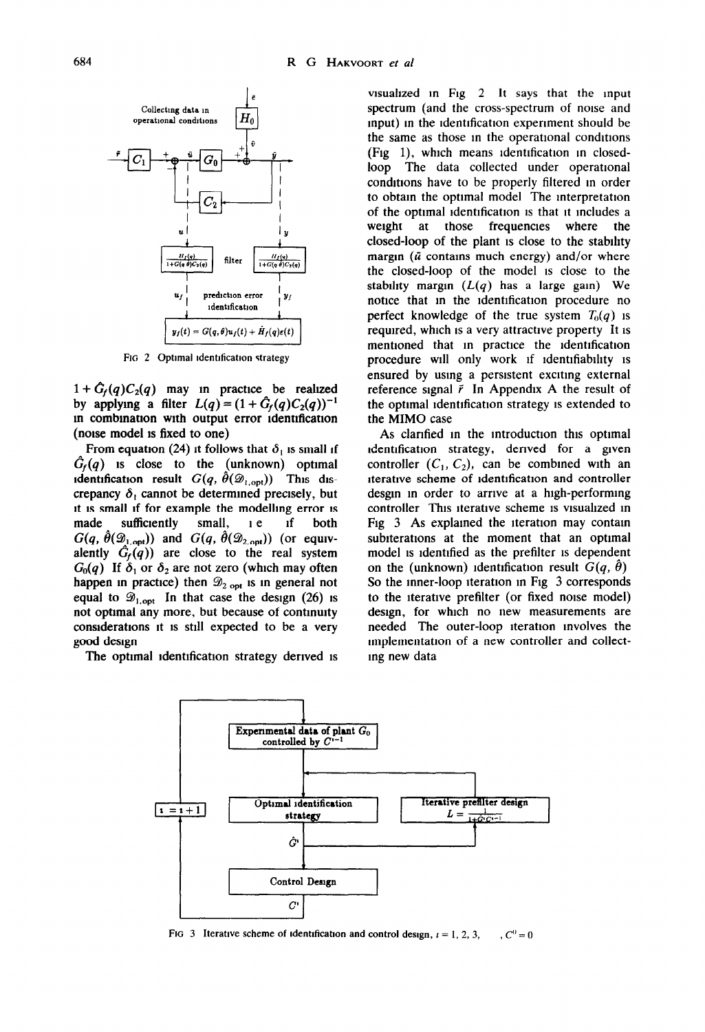Fig 2 Optimal identification strategy

$1 + \hat{G}_f(q)C_2(q)$ may in practice be realized by applying a filter $L(q) = (1 + \hat{G}_f(q)C_2(q))^{-1}$ in combination with output error identification (noise model is fixed to one)

From equation (24) it follows that $\delta_1$ is small if $\hat{G}_f(q)$ is close to the (unknown) optimal identification result $G(q, \hat{\theta}(\mathscr{D}_{1,\mathrm{opt}}))$ This discrepancy $\delta_1$ cannot be determined precisely, but it is small if for example the modelling error is made sufficiently small, i e if both $G(q, \hat{\theta}(\mathscr{D}_{1,\mathrm{opt}}))$ and $G(q, \hat{\theta}(\mathscr{D}_{2,\mathrm{opt}}))$ (or equivalently $\hat{G}_f(q)$) are close to the real system $G_0(q)$ If $\delta_1$ or $\delta_2$ are not zero (which may often happen in practice) then $\mathscr{D}_{2\,\mathrm{opt}}$ is in general not equal to $\mathscr{D}_{1,\mathrm{opt}}$ In that case the design (26) is not optimal any more, but because of continuity considerations it is still expected to be a very good design

The optimal identification strategy derived is visualized in Fig 2 It says that the input spectrum (and the cross-spectrum of noise and input) in the identification experiment should be the same as those in the operational conditions (Fig 1), which means identification in closed-loop The data collected under operational conditions have to be properly filtered in order to obtain the optimal model The interpretation of the optimal identification is that it includes a weight at those frequencies where the closed-loop of the plant is close to the stability margin ($\tilde{u}$ contains much energy) and/or where the closed-loop of the model is close to the stability margin ($L(q)$ has a large gain) We notice that in the identification procedure no perfect knowledge of the true system $T_0(q)$ is required, which is a very attractive property It is mentioned that in practice the identification procedure will only work if identifiability is ensured by using a persistent exciting external reference signal $\tilde{r}$ In Appendix A the result of the optimal identification strategy is extended to the MIMO case

As clarified in the introduction this optimal identification strategy, derived for a given controller $(C_1, C_2)$, can be combined with an iterative scheme of identification and controller design in order to arrive at a high-performing controller This iterative scheme is visualized in Fig 3 As explained the iteration may contain subiterations at the moment that an optimal model is identified as the prefilter is dependent on the (unknown) identification result $G(q, \hat{\theta})$ So the inner-loop iteration in Fig 3 corresponds to the iterative prefilter (or fixed noise model) design, for which no new measurements are needed The outer-loop iteration involves the implementation of a new controller and collecting new data

Fig 3 Iterative scheme of identification and control design, $i = 1, 2, 3, \ldots, C^0 = 0$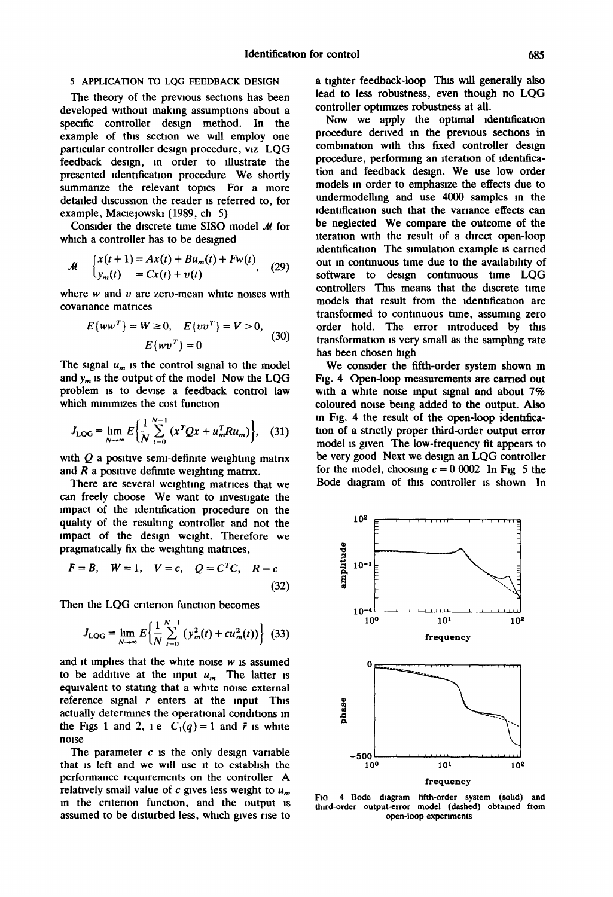## 5 APPLICATION TO LQG FEEDBACK DESIGN

The theory of the previous sections has been developed without making assumptions about a specific controller design method. In the example of this section we will employ one particular controller design procedure, viz LQG feedback design, in order to illustrate the presented identification procedure. We shortly summarize the relevant topics. For a more detailed discussion the reader is referred to, for example, Maciejowski (1989, ch 5).

Consider the discrete time SISO model $\mathcal{M}$ for which a controller has to be designed

$$\mathcal{M} \quad \begin{cases} x(t+1) = Ax(t) + Bu_m(t) + Fw(t) \\ y_m(t) \quad = Cx(t) + v(t) \end{cases}, \quad (29)$$

where $w$ and $v$ are zero-mean white noises with covariance matrices

$$E\{ww^T\} = W \geq 0, \quad E\{vv^T\} = V > 0, \quad E\{wv^T\} = 0 \quad (30)$$

The signal $u_m$ is the control signal to the model and $y_m$ is the output of the model. Now the LQG problem is to devise a feedback control law which minimizes the cost function

$$J_{LQG} = \lim_{N\to\infty} E\left\{\frac{1}{N}\sum_{t=0}^{N-1}(x^TQx + u_m^TRu_m)\right\}, \quad (31)$$

with $Q$ a positive semi-definite weighting matrix and $R$ a positive definite weighting matrix.

There are several weighting matrices that we can freely choose. We want to investigate the impact of the identification procedure on the quality of the resulting controller and not the impact of the design weight. Therefore we pragmatically fix the weighting matrices,

$$F = B, \quad W = 1, \quad V = c, \quad Q = C^TC, \quad R = c \quad (32)$$

Then the LQG criterion function becomes

$$J_{LQG} = \lim_{N\to\infty} E\left\{\frac{1}{N}\sum_{t=0}^{N-1}(y_m^2(t) + cu_m^2(t))\right\} \quad (33)$$

and it implies that the white noise $w$ is assumed to be additive at the input $u_m$. The latter is equivalent to stating that a white noise external reference signal $r$ enters at the input. This actually determines the operational conditions in the Figs 1 and 2, i e $C_1(q) = 1$ and $\bar{r}$ is white noise.

The parameter $c$ is the only design variable that is left and we will use it to establish the performance requirements on the controller. A relatively small value of $c$ gives less weight to $u_m$ in the criterion function, and the output is assumed to be disturbed less, which gives rise to a tighter feedback-loop. This will generally also lead to less robustness, even though no LQG controller optimizes robustness at all.

Now we apply the optimal identification procedure derived in the previous sections in combination with this fixed controller design procedure, performing an iteration of identification and feedback design. We use low order models in order to emphasize the effects due to undermodelling and use 4000 samples in the identification such that the variance effects can be neglected. We compare the outcome of the iteration with the result of a direct open-loop identification. The simulation example is carried out in continuous time due to the availability of software to design continuous time LQG controllers. This means that the discrete time models that result from the identification are transformed to continuous time, assuming zero order hold. The error introduced by this transformation is very small as the sampling rate has been chosen high.

We consider the fifth-order system shown in Fig. 4. Open-loop measurements are carried out with a white noise input signal and about 7% coloured noise being added to the output. Also in Fig. 4 the result of the open-loop identification of a strictly proper third-order output error model is given. The low-frequency fit appears to be very good. Next we design an LQG controller for the model, choosing $c = 0.0002$. In Fig 5 the Bode diagram of this controller is shown. In

FIG 4 Bode diagram fifth-order system (solid) and third-order output-error model (dashed) obtained from open-loop experiments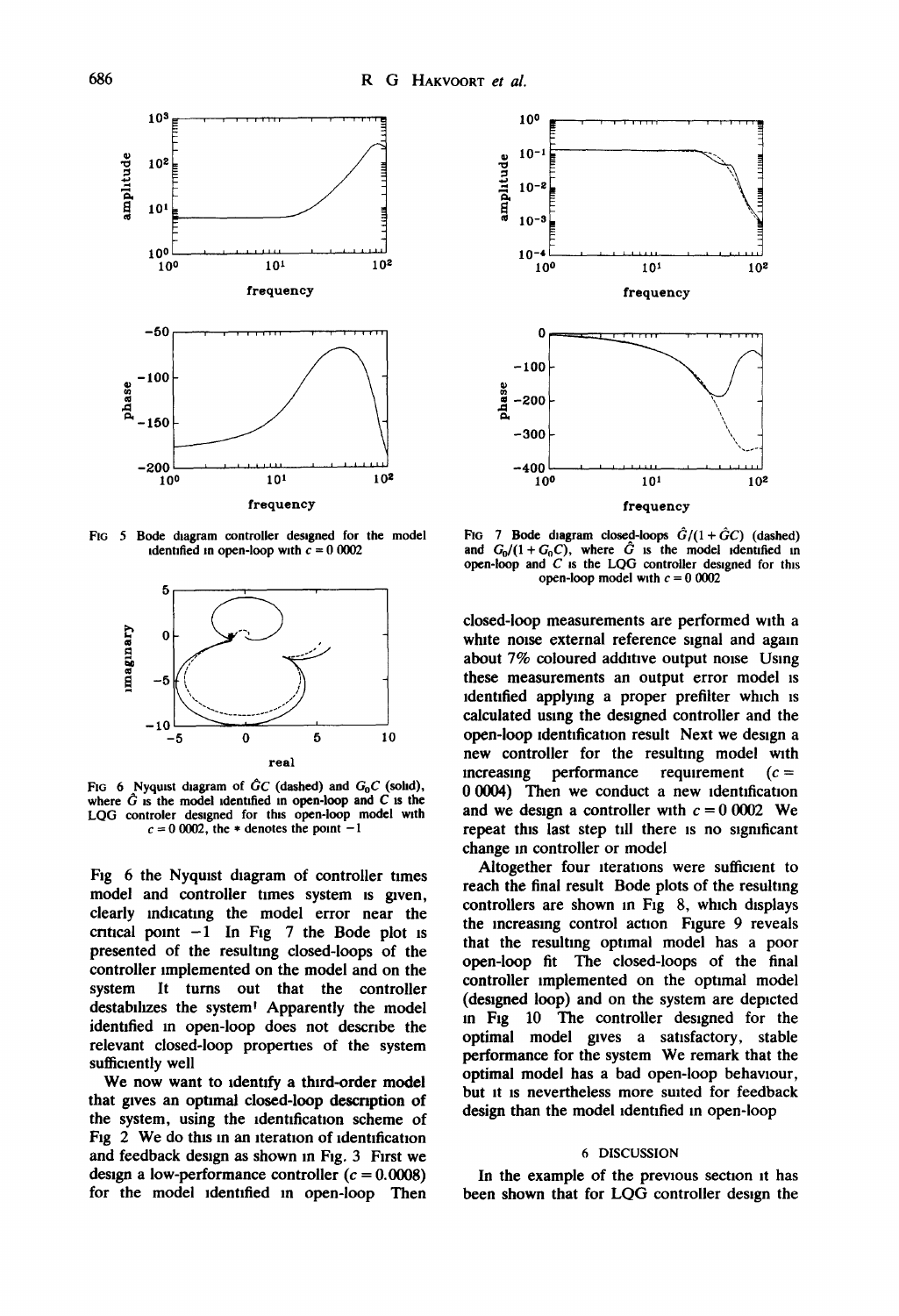FIG 5 Bode diagram controller designed for the model identified in open-loop with $c = 0.0002$

FIG 6 Nyquist diagram of $\hat{G}C$ (dashed) and $G_0C$ (solid), where $\hat{G}$ is the model identified in open-loop and $C$ is the LQG controler designed for this open-loop model with $c = 0.0002$, the * denotes the point $-1$

Fig 6 the Nyquist diagram of controller times model and controller times system is given, clearly indicating the model error near the critical point $-1$ In Fig 7 the Bode plot is presented of the resulting closed-loops of the controller implemented on the model and on the system It turns out that the controller destabilizes the system! Apparently the model identified in open-loop does not describe the relevant closed-loop properties of the system sufficiently well

We now want to identify a third-order model that gives an optimal closed-loop description of the system, using the identification scheme of Fig 2 We do this in an iteration of identification and feedback design as shown in Fig. 3 First we design a low-performance controller ($c = 0.0008$) for the model identified in open-loop Then

FIG 7 Bode diagram closed-loops $\hat{G}/(1+\hat{G}C)$ (dashed) and $G_0/(1+G_0C)$, where $\hat{G}$ is the model identified in open-loop and $C$ is the LQG controller designed for this open-loop model with $c = 0.0002$

closed-loop measurements are performed with a white noise external reference signal and again about 7% coloured additive output noise Using these measurements an output error model is identified applying a proper prefilter which is calculated using the designed controller and the open-loop identification result Next we design a new controller for the resulting model with increasing performance requirement ($c = 0.0004$) Then we conduct a new identification and we design a controller with $c = 0.0002$ We repeat this last step till there is no significant change in controller or model

Altogether four iterations were sufficient to reach the final result Bode plots of the resulting controllers are shown in Fig 8, which displays the increasing control action Figure 9 reveals that the resulting optimal model has a poor open-loop fit The closed-loops of the final controller implemented on the optimal model (designed loop) and on the system are depicted in Fig 10 The controller designed for the optimal model gives a satisfactory, stable performance for the system We remark that the optimal model has a bad open-loop behaviour, but it is nevertheless more suited for feedback design than the model identified in open-loop

## 6 DISCUSSION

In the example of the previous section it has been shown that for LQG controller design the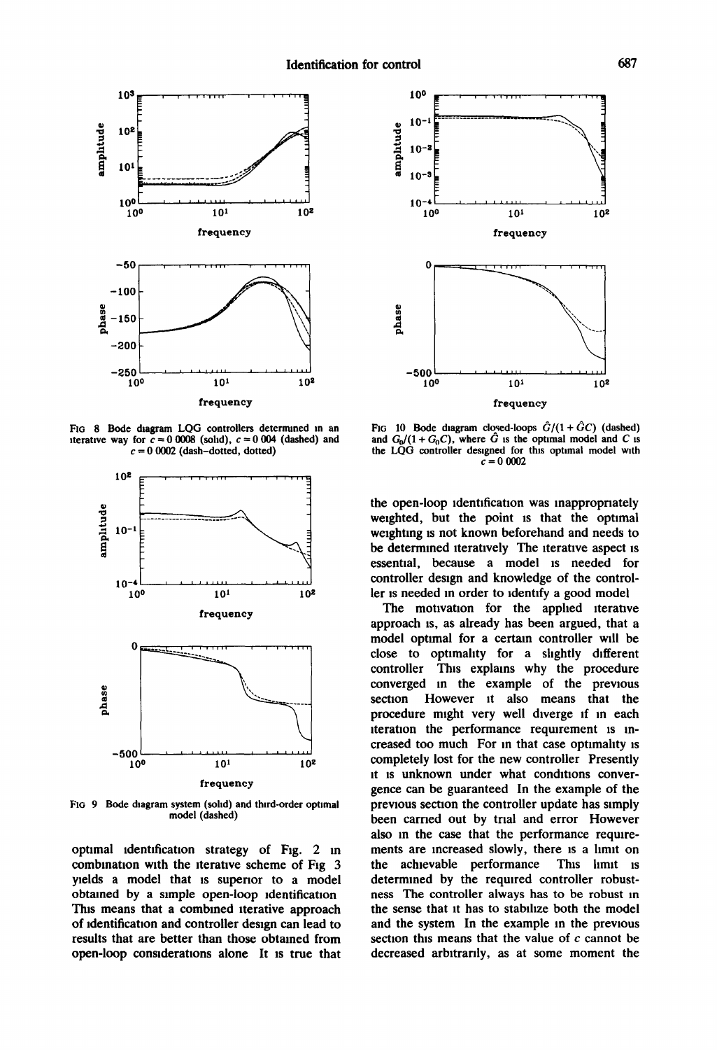FIG 8 Bode diagram LQG controllers determined in an iterative way for $c = 0\,0008$ (solid), $c = 0\,004$ (dashed) and $c = 0\,0002$ (dash–dotted, dotted)

FIG 9 Bode diagram system (solid) and third-order optimal model (dashed)

FIG 10 Bode diagram closed-loops $\hat{G}/(1 + \hat{G}C)$ (dashed) and $G_0/(1 + G_0C)$, where $\hat{G}$ is the optimal model and $C$ is the LQG controller designed for this optimal model with $c = 0\,0002$

optimal identification strategy of Fig. 2 in combination with the iterative scheme of Fig 3 yields a model that is superior to a model obtained by a simple open-loop identification This means that a combined iterative approach of identification and controller design can lead to results that are better than those obtained from open-loop considerations alone It is true that the open-loop identification was inappropriately weighted, but the point is that the optimal weighting is not known beforehand and needs to be determined iteratively The iterative aspect is essential, because a model is needed for controller design and knowledge of the controller is needed in order to identify a good model

The motivation for the applied iterative approach is, as already has been argued, that a model optimal for a certain controller will be close to optimality for a slightly different controller This explains why the procedure converged in the example of the previous section However it also means that the procedure might very well diverge if in each iteration the performance requirement is increased too much For in that case optimality is completely lost for the new controller Presently it is unknown under what conditions convergence can be guaranteed In the example of the previous section the controller update has simply been carried out by trial and error However also in the case that the performance requirements are increased slowly, there is a limit on the achievable performance This limit is determined by the required controller robustness The controller always has to be robust in the sense that it has to stabilize both the model and the system In the example in the previous section this means that the value of $c$ cannot be decreased arbitrarily, as at some moment the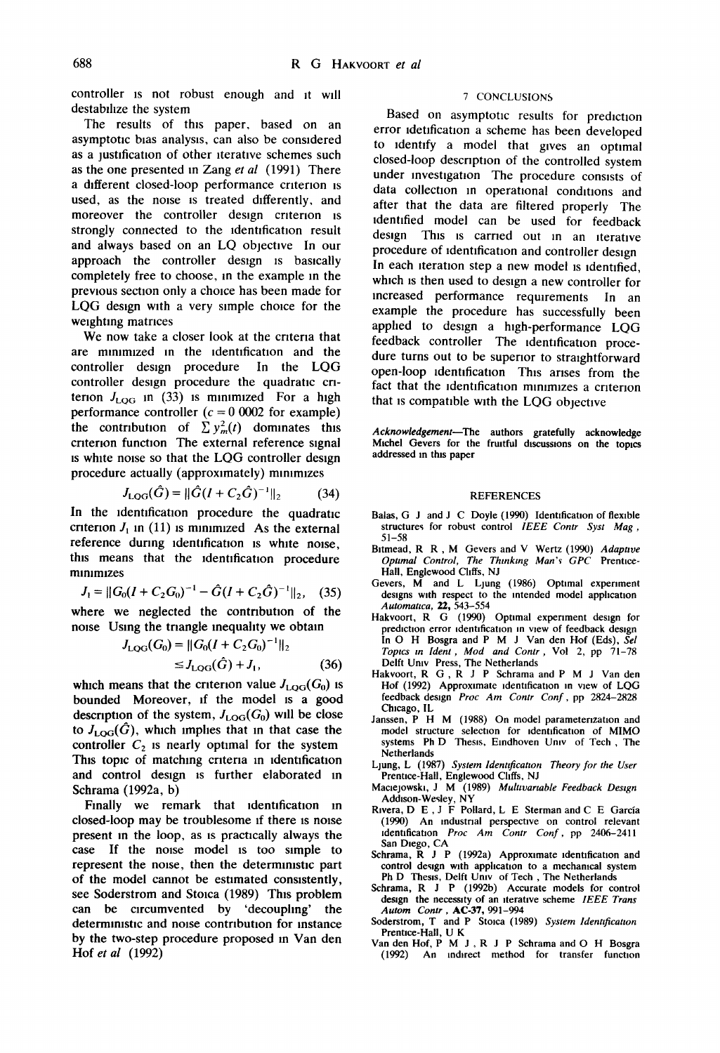controller is not robust enough and it will destabilize the system

The results of this paper, based on an asymptotic bias analysis, can also be considered as a justification of other iterative schemes such as the one presented in Zang *et al* (1991) There a different closed-loop performance criterion is used, as the noise is treated differently, and moreover the controller design criterion is strongly connected to the identification result and always based on an LQ objective In our approach the controller design is basically completely free to choose, in the example in the previous section only a choice has been made for LQG design with a very simple choice for the weighting matrices

We now take a closer look at the criteria that are minimized in the identification and the controller design procedure In the LQG controller design procedure the quadratic criterion $J_{LQG}$ in (33) is minimized For a high performance controller ($c = 0\ 0002$ for example) the contribution of $\sum y_m^2(t)$ dominates this criterion function The external reference signal is white noise so that the LQG controller design procedure actually (approximately) minimizes

$$J_{LQG}(\hat{G}) = \|\hat{G}(I + C_2\hat{G})^{-1}\|_2 \qquad (34)$$

In the identification procedure the quadratic criterion $J_1$ in (11) is minimized As the external reference during identification is white noise, this means that the identification procedure minimizes

$$J_1 = \|G_0(I + C_2G_0)^{-1} - \hat{G}(I + C_2\hat{G})^{-1}\|_2, \quad (35)$$

where we neglected the contribution of the noise Using the triangle inequality we obtain

$$J_{LQG}(G_0) = \|G_0(I + C_2G_0)^{-1}\|_2 \leq J_{LQG}(\hat{G}) + J_1, \qquad (36)$$

which means that the criterion value $J_{LQG}(G_0)$ is bounded Moreover, if the model is a good description of the system, $J_{LQG}(G_0)$ will be close to $J_{LQG}(\hat{G})$, which implies that in that case the controller $C_2$ is nearly optimal for the system This topic of matching criteria in identification and control design is further elaborated in Schrama (1992a, b)

Finally we remark that identification in closed-loop may be troublesome if there is noise present in the loop, as is practically always the case If the noise model is too simple to represent the noise, then the deterministic part of the model cannot be estimated consistently, see Soderstrom and Stoica (1989) This problem can be circumvented by 'decoupling' the deterministic and noise contribution for instance by the two-step procedure proposed in Van den Hof *et al* (1992)

## 7 CONCLUSIONS

Based on asymptotic results for prediction error idetification a scheme has been developed to identify a model that gives an optimal closed-loop description of the controlled system under investigation The procedure consists of data collection in operational conditions and after that the data are filtered properly The identified model can be used for feedback design This is carried out in an iterative procedure of identification and controller design In each iteration step a new model is identified, which is then used to design a new controller for increased performance requirements In an example the procedure has successfully been applied to design a high-performance LQG feedback controller The identification procedure turns out to be superior to straightforward open-loop identification This arises from the fact that the identification minimizes a criterion that is compatible with the LQG objective

*Acknowledgement*—The authors gratefully acknowledge Michel Gevers for the fruitful discussions on the topics addressed in this paper

## REFERENCES

Balas, G J and J C Doyle (1990) Identification of flexible structures for robust control *IEEE Contr Syst Mag*, 51–58

Bitmead, R R, M Gevers and V Wertz (1990) *Adaptive Optimal Control, The Thinking Man's GPC* Prentice-Hall, Englewood Cliffs, NJ

Gevers, M and L Ljung (1986) Optimal experiment designs with respect to the intended model application *Automatica*, **22**, 543–554

Hakvoort, R G (1990) Optimal experiment design for prediction error identification in view of feedback design In O H Bosgra and P M J Van den Hof (Eds), *Sel Topics in Ident, Mod and Contr*, Vol 2, pp 71–78 Delft Univ Press, The Netherlands

Hakvoort, R G, R J P Schrama and P M J Van den Hof (1992) Approximate identification in view of LQG feedback design *Proc Am Contr Conf*, pp 2824–2828 Chicago, IL

Janssen, P H M (1988) On model parameterization and model structure selection for identification of MIMO systems Ph D Thesis, Eindhoven Univ of Tech, The Netherlands

Ljung, L (1987) *System Identification Theory for the User* Prentice-Hall, Englewood Cliffs, NJ

Maciejowski, J M (1989) *Multivariable Feedback Design* Addison-Wesley, NY

Rivera, D E, J F Pollard, L E Sterman and C E García (1990) An industrial perspective on control relevant identification *Proc Am Contr Conf*, pp 2406–2411 San Diego, CA

Schrama, R J P (1992a) Approximate identification and control design with application to a mechanical system Ph D Thesis, Delft Univ of Tech, The Netherlands

Schrama, R J P (1992b) Accurate models for control design the necessity of an iterative scheme *IEEE Trans Autom Contr*, **AC-37**, 991–994

Soderstrom, T and P Stoica (1989) *System Identification* Prentice-Hall, U K

Van den Hof, P M J, R J P Schrama and O H Bosgra (1992) An indirect method for transfer function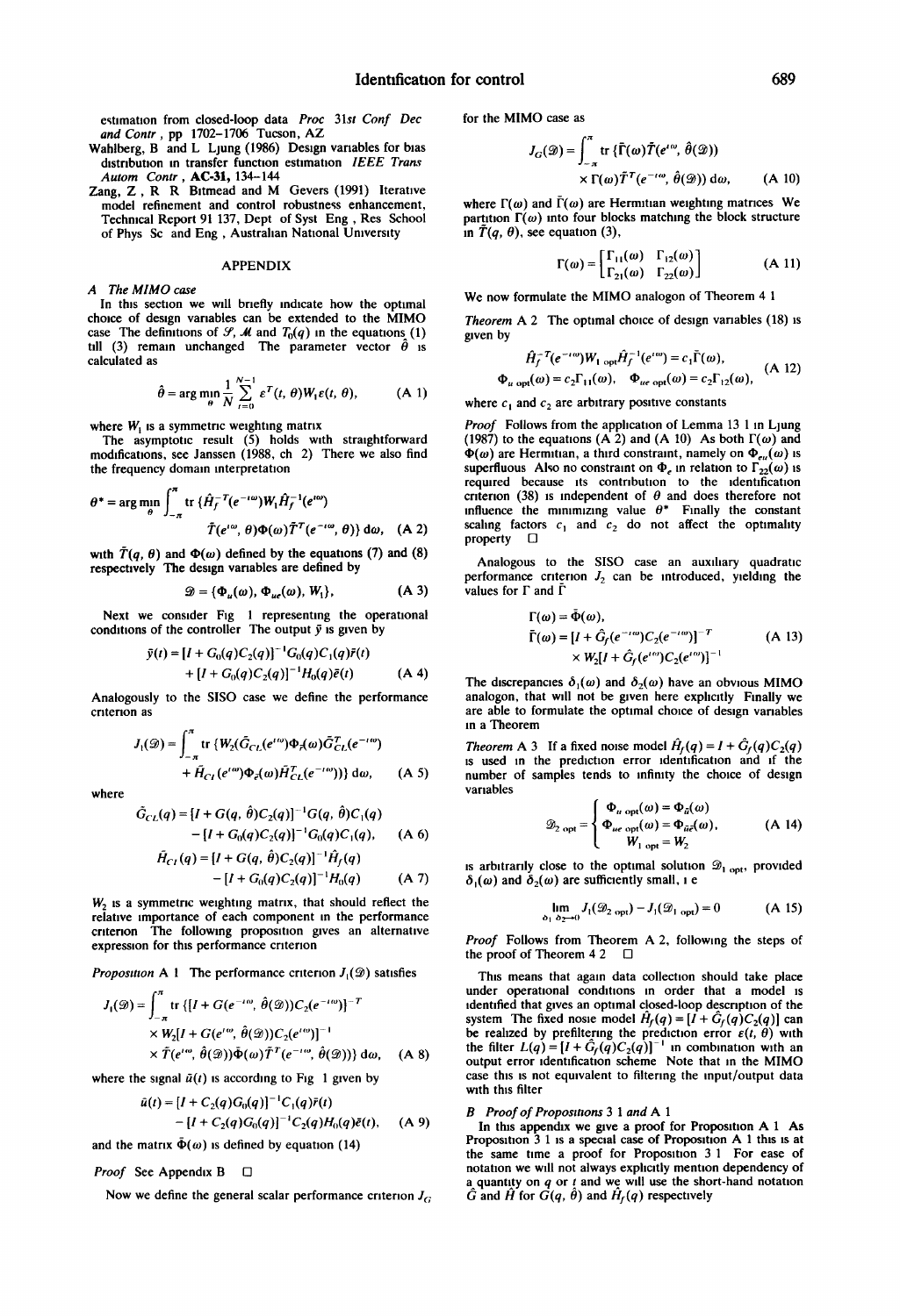estimation from closed-loop data *Proc 31st Conf Dec and Contr*, pp 1702-1706 Tucson, AZ

Wahlberg, B and L Ljung (1986) Design variables for bias distribution in transfer function estimation *IEEE Trans Autom Contr*, **AC-31**, 134-144

Zang, Z, R R Bitmead and M Gevers (1991) Iterative model refinement and control robustness enhancement, Technical Report 91 137, Dept of Syst Eng, Res School of Phys Sc and Eng, Australian National University

## APPENDIX

### A *The MIMO case*

In this section we will briefly indicate how the optimal choice of design variables can be extended to the MIMO case The definitions of $\mathcal{S}$, $\mathcal{M}$ and $T_0(q)$ in the equations (1) till (3) remain unchanged The parameter vector $\hat{\theta}$ is calculated as

$$\hat{\theta} = \arg\min_{\theta} \frac{1}{N}\sum_{t=0}^{N-1} \varepsilon^T(t, \theta) W_1 \varepsilon(t, \theta), \tag{A 1}$$

where $W_1$ is a symmetric weighting matrix

The asymptotic result (5) holds with straightforward modifications, see Janssen (1988, ch 2) There we also find the frequency domain interpretation

$$\theta^* = \arg\min_{\theta} \int_{-\pi}^{\pi} \operatorname{tr}\{\hat{H}_f^{-T}(e^{-i\omega}) W_1 \hat{H}_f^{-1}(e^{i\omega}) \tilde{T}(e^{i\omega}, \theta)\Phi(\omega)\tilde{T}^T(e^{-i\omega}, \theta)\}\, d\omega, \tag{A 2}$$

with $\tilde{T}(q, \theta)$ and $\Phi(\omega)$ defined by the equations (7) and (8) respectively The design variables are defined by

$$\mathcal{D} = \{\Phi_u(\omega), \Phi_{ue}(\omega), W_1\}, \tag{A 3}$$

Next we consider Fig 1 representing the operational conditions of the controller The output $\bar{y}$ is given by

$$\bar{y}(t) = [I + G_0(q)C_2(q)]^{-1}G_0(q)C_1(q)\bar{r}(t) + [I + G_0(q)C_2(q)]^{-1}H_0(q)\bar{e}(t) \tag{A 4}$$

Analogously to the SISO case we define the performance criterion as

$$J_1(\mathcal{D}) = \int_{-\pi}^{\pi} \operatorname{tr}\{W_2(\tilde{G}_{CL}(e^{i\omega})\Phi_{\bar{r}}(\omega)\tilde{G}_{CL}^T(e^{-i\omega}) + \tilde{H}_{Cl}(e^{i\omega})\Phi_{\bar{e}}(\omega)\tilde{H}_{CL}^T(e^{-i\omega}))\}\, d\omega, \tag{A 5}$$

where

$$\tilde{G}_{CL}(q) = [I + G(q, \hat{\theta})C_2(q)]^{-1}G(q, \hat{\theta})C_1(q) - [I + G_0(q)C_2(q)]^{-1}G_0(q)C_1(q), \tag{A 6}$$

$$\tilde{H}_{Cl}(q) = [I + G(q, \hat{\theta})C_2(q)]^{-1}\hat{H}_f(q) - [I + G_0(q)C_2(q)]^{-1}H_0(q) \tag{A 7}$$

$W_2$ is a symmetric weighting matrix, that should reflect the relative importance of each component in the performance criterion The following proposition gives an alternative expression for this performance criterion

*Proposition* A 1 The performance criterion $J_1(\mathcal{D})$ satisfies

$$J_1(\mathcal{D}) = \int_{-\pi}^{\pi} \operatorname{tr}\{[I + G(e^{-i\omega}, \hat{\theta}(\mathcal{D}))C_2(e^{-i\omega})]^{-T} \times W_2[I + G(e^{i\omega}, \hat{\theta}(\mathcal{D}))C_2(e^{i\omega})]^{-1} \times \tilde{T}(e^{i\omega}, \hat{\theta}(\mathcal{D}))\bar{\Phi}(\omega)\tilde{T}^T(e^{-i\omega}, \hat{\theta}(\mathcal{D}))\}\, d\omega, \tag{A 8}$$

where the signal $\bar{u}(t)$ is according to Fig 1 given by

$$\bar{u}(t) = [I + C_2(q)G_0(q)]^{-1}C_1(q)\bar{r}(t) - [I + C_2(q)G_0(q)]^{-1}C_2(q)H_0(q)\bar{e}(t), \tag{A 9}$$

and the matrix $\bar{\Phi}(\omega)$ is defined by equation (14)

*Proof* See Appendix B □

Now we define the general scalar performance criterion $J_G$ for the MIMO case as

$$J_G(\mathcal{D}) = \int_{-\pi}^{\pi} \operatorname{tr}\{\bar{\Gamma}(\omega)\tilde{T}(e^{i\omega}, \hat{\theta}(\mathcal{D})) \times \Gamma(\omega)\tilde{T}^T(e^{-i\omega}, \hat{\theta}(\mathcal{D}))\}\, d\omega, \tag{A 10}$$

where $\Gamma(\omega)$ and $\bar{\Gamma}(\omega)$ are Hermitian weighting matrices We partition $\Gamma(\omega)$ into four blocks matching the block structure in $\tilde{T}(q, \theta)$, see equation (3),

$$\Gamma(\omega) = \begin{bmatrix} \Gamma_{11}(\omega) & \Gamma_{12}(\omega) \\ \Gamma_{21}(\omega) & \Gamma_{22}(\omega) \end{bmatrix} \tag{A 11}$$

We now formulate the MIMO analogon of Theorem 4 1

*Theorem* A 2 The optimal choice of design variables (18) is given by

$$\begin{aligned} &\hat{H}_f^{-T}(e^{-i\omega})W_{1\,\mathrm{opt}}\hat{H}_f^{-1}(e^{i\omega}) = c_1\bar{\Gamma}(\omega), \\ &\Phi_{u\,\mathrm{opt}}(\omega) = c_2\Gamma_{11}(\omega), \quad \Phi_{ue\,\mathrm{opt}}(\omega) = c_2\Gamma_{12}(\omega), \end{aligned} \tag{A 12}$$

where $c_1$ and $c_2$ are arbitrary positive constants

*Proof* Follows from the application of Lemma 13 1 in Ljung (1987) to the equations (A 2) and (A 10) As both $\Gamma(\omega)$ and $\Phi(\omega)$ are Hermitian, a third constraint, namely on $\Phi_{eu}(\omega)$ is superfluous Also no constraint on $\Phi_e$ in relation to $\Gamma_{22}(\omega)$ is required because its contribution to the identification criterion (38) is independent of $\theta$ and does therefore not influence the minimizing value $\theta^*$ Finally the constant scaling factors $c_1$ and $c_2$ do not affect the optimality property □

Analogous to the SISO case an auxiliary quadratic performance criterion $J_2$ can be introduced, yielding the values for $\Gamma$ and $\bar{\Gamma}$

$$\begin{aligned} \Gamma(\omega) &= \bar{\Phi}(\omega), \\ \bar{\Gamma}(\omega) &= [I + \hat{G}_f(e^{-i\omega})C_2(e^{-i\omega})]^{-T} \times W_2[I + \hat{G}_f(e^{i\omega})C_2(e^{i\omega})]^{-1} \end{aligned} \tag{A 13}$$

The discrepancies $\delta_1(\omega)$ and $\delta_2(\omega)$ have an obvious MIMO analogon, that will not be given here explicitly Finally we are able to formulate the optimal choice of design variables in a Theorem

*Theorem* A 3 If a fixed noise model $\hat{H}_f(q) = I + \hat{G}_f(q)C_2(q)$ is used in the prediction error identification and if the number of samples tends to infinity the choice of design variables

$$\mathcal{D}_{2\,\mathrm{opt}} = \begin{cases} \Phi_{u\,\mathrm{opt}}(\omega) = \Phi_{\bar{u}}(\omega) \\ \Phi_{ue\,\mathrm{opt}}(\omega) = \Phi_{\bar{u}\bar{e}}(\omega), \\ W_{1\,\mathrm{opt}} = W_2 \end{cases} \tag{A 14}$$

is arbitrarily close to the optimal solution $\mathcal{D}_{1\,\mathrm{opt}}$, provided $\delta_1(\omega)$ and $\delta_2(\omega)$ are sufficiently small, i e

$$\lim_{\delta_1, \delta_2 \to 0} J_1(\mathcal{D}_{2\,\mathrm{opt}}) - J_1(\mathcal{D}_{1\,\mathrm{opt}}) = 0 \tag{A 15}$$

*Proof* Follows from Theorem A 2, following the steps of the proof of Theorem 4 2 □

This means that again data collection should take place under operational conditions in order that a model is identified that gives an optimal closed-loop description of the system The fixed nosie model $\hat{H}_f(q) = [I + \hat{G}_f(q)C_2(q)]$ can be realized by prefiltering the prediction error $\varepsilon(t, \theta)$ with the filter $L(q) = [I + \hat{G}_f(q)C_2(q)]^{-1}$ in combination with an output error identification scheme Note that in the MIMO case this is not equivalent to filtering the input/output data with this filter

### B *Proof of Propositions* 3 1 *and* A 1

In this appendix we give a proof for Proposition A 1 As Proposition 3 1 is a special case of Proposition A 1 this is at the same time a proof for Proposition 3 1 For ease of notation we will not always explicitly mention dependency of a quantity on $q$ or $t$ and we will use the short-hand notation $\hat{G}$ and $\hat{H}$ for $G(q, \hat{\theta})$ and $\hat{H}_f(q)$ respectively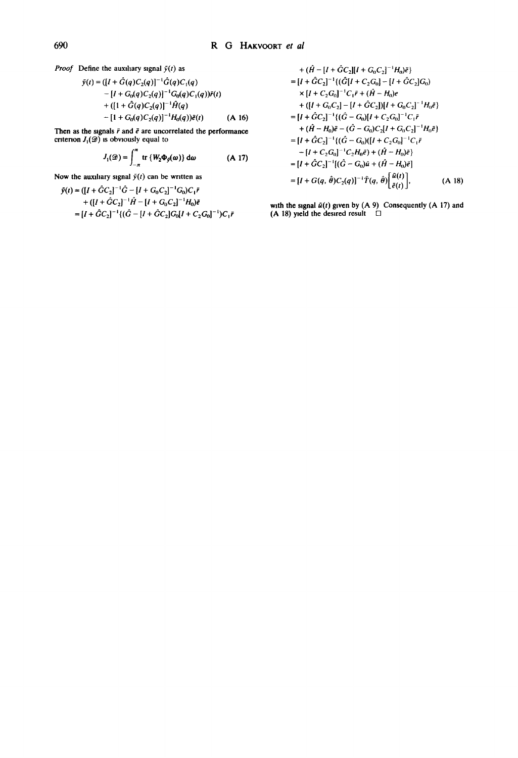*Proof* Define the auxiliary signal $\tilde{y}(t)$ as

$$\tilde{y}(t) = ([I + \hat{G}(q)C_2(q)]^{-1}\hat{G}(q)C_1(q) - [I + G_0(q)C_2(q)]^{-1}G_0(q)C_1(q))\bar{r}(t) + ([1 + \hat{G}(q)C_2(q)]^{-1}\hat{H}(q) - [1 + G_0(q)C_2(q)]^{-1}H_0(q))\bar{e}(t) \qquad \text{(A 16)}$$

Then as the signals $\bar{r}$ and $\bar{e}$ are uncorrelated the performance criterion $J_1(\mathscr{D})$ is obviously equal to

$$J_1(\mathscr{D}) = \int_{-\pi}^{\pi} \operatorname{tr}\{W_2\Phi_{\tilde{y}}(\omega)\}\, d\omega \qquad \text{(A 17)}$$

Now the auxiliary signal $\tilde{y}(t)$ can be written as

$$
\begin{aligned}
\tilde{y}(t) &= ([I + \hat{G}C_2]^{-1}\hat{G} - [I + G_0C_2]^{-1}G_0)C_1\bar{r} \\
&\quad + ([I + \hat{G}C_2]^{-1}\hat{H} - [I + G_0C_2]^{-1}H_0)\bar{e} \\
&= [I + \hat{G}C_2]^{-1}\{(\hat{G} - [I + \hat{G}C_2]G_0[I + C_2G_0]^{-1})C_1\bar{r} \\
&\quad + (\hat{H} - [I + \hat{G}C_2][I + G_0C_2]^{-1}H_0)\bar{e}\} \\
&= [I + \hat{G}C_2]^{-1}\{(\hat{G}[I + C_2G_0] - [I + \hat{G}C_2]G_0) \\
&\quad \times [I + C_2G_0]^{-1}C_1\bar{r} + (\hat{H} - H_0)e \\
&\quad + ([I + G_0C_2] - [I + \hat{G}C_2])[I + G_0C_2]^{-1}H_0\bar{e}\} \\
&= [I + \hat{G}C_2]^{-1}\{(\hat{G} - G_0)[I + C_2G_0]^{-1}C_1\bar{r} \\
&\quad + (\hat{H} - H_0)\bar{e} - (\hat{G} - G_0)C_2[I + G_0C_2]^{-1}H_0\bar{e}\} \\
&= [I + \hat{G}C_2]^{-1}\{(\hat{G} - G_0)([I + C_2G_0]^{-1}C_1\bar{r} \\
&\quad - [I + C_2G_0]^{-1}C_2H_0\bar{e}) + (\hat{H} - H_0)\bar{e}\} \\
&= [I + \hat{G}C_2]^{-1}[(\hat{G} - G_0)\bar{u} + (\hat{H} - H_0)\bar{e}] \\
&= [I + G(q, \hat{\theta})C_2(q)]^{-1}\tilde{T}(q, \hat{\theta})\begin{bmatrix} \bar{u}(t) \\ \bar{e}(t) \end{bmatrix},
\end{aligned}
\qquad \text{(A 18)}
$$

with the signal $\bar{u}(t)$ given by (A 9) Consequently (A 17) and (A 18) yield the desired result □